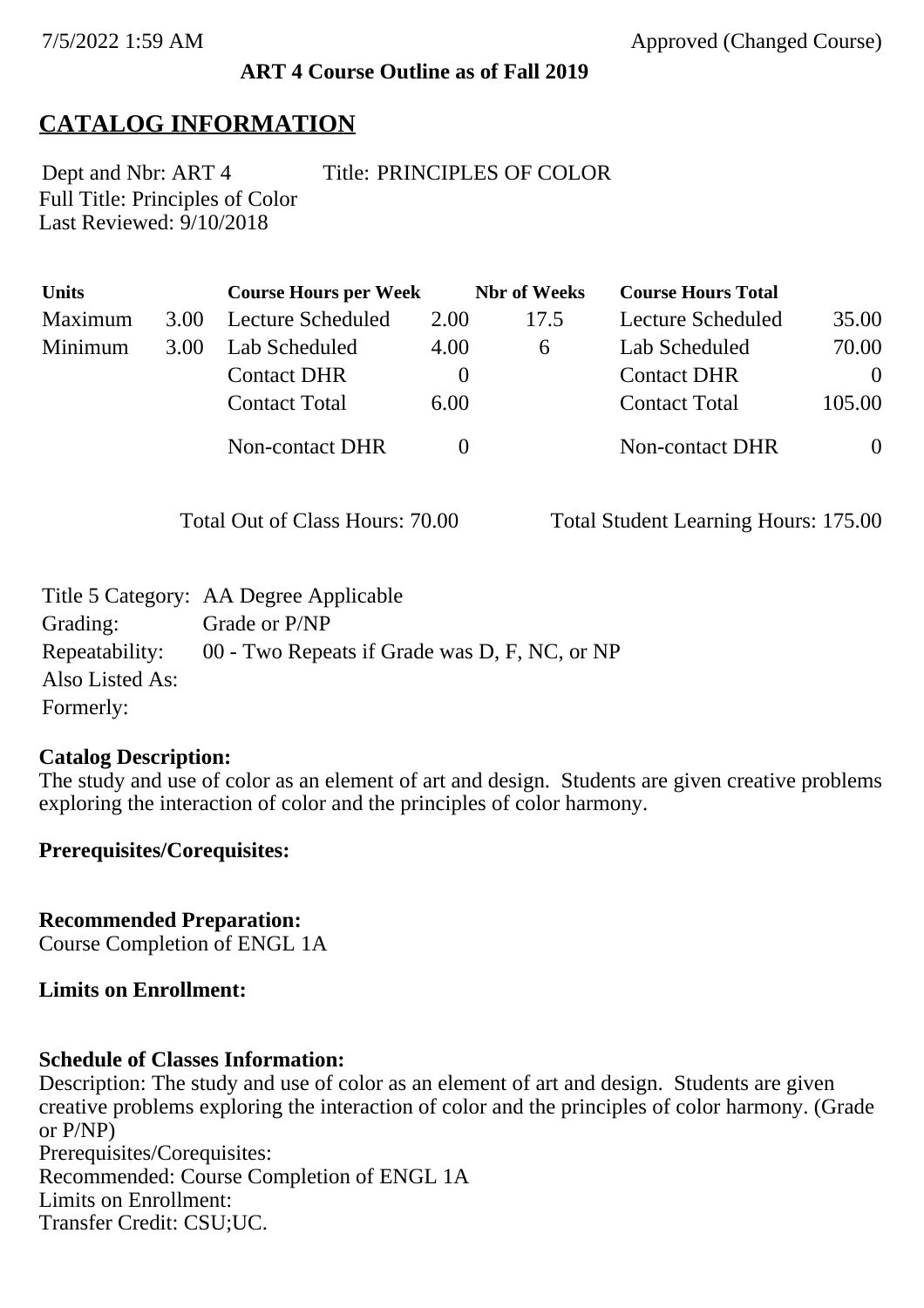**ART 4 Course Outline as of Fall 2019**

# CATALOG INFORMATION

Dept and Nbr: ART 4 Title: PRINCIPLES OF COLOR
Full Title: Principles of Color
Last Reviewed: 9/10/2018

| Units | | Course Hours per Week | | Nbr of Weeks | Course Hours Total | |
|---|---|---|---|---|---|---|
| Maximum | 3.00 | Lecture Scheduled | 2.00 | 17.5 | Lecture Scheduled | 35.00 |
| Minimum | 3.00 | Lab Scheduled | 4.00 | 6 | Lab Scheduled | 70.00 |
| | | Contact DHR | 0 | | Contact DHR | 0 |
| | | Contact Total | 6.00 | | Contact Total | 105.00 |
| | | Non-contact DHR | 0 | | Non-contact DHR | 0 |

Total Out of Class Hours: 70.00 Total Student Learning Hours: 175.00

Title 5 Category: AA Degree Applicable
Grading: Grade or P/NP
Repeatability: 00 - Two Repeats if Grade was D, F, NC, or NP
Also Listed As:
Formerly:

**Catalog Description:**
The study and use of color as an element of art and design. Students are given creative problems exploring the interaction of color and the principles of color harmony.

**Prerequisites/Corequisites:**

**Recommended Preparation:**
Course Completion of ENGL 1A

**Limits on Enrollment:**

**Schedule of Classes Information:**
Description: The study and use of color as an element of art and design. Students are given creative problems exploring the interaction of color and the principles of color harmony. (Grade or P/NP)
Prerequisites/Corequisites:
Recommended: Course Completion of ENGL 1A
Limits on Enrollment:
Transfer Credit: CSU;UC.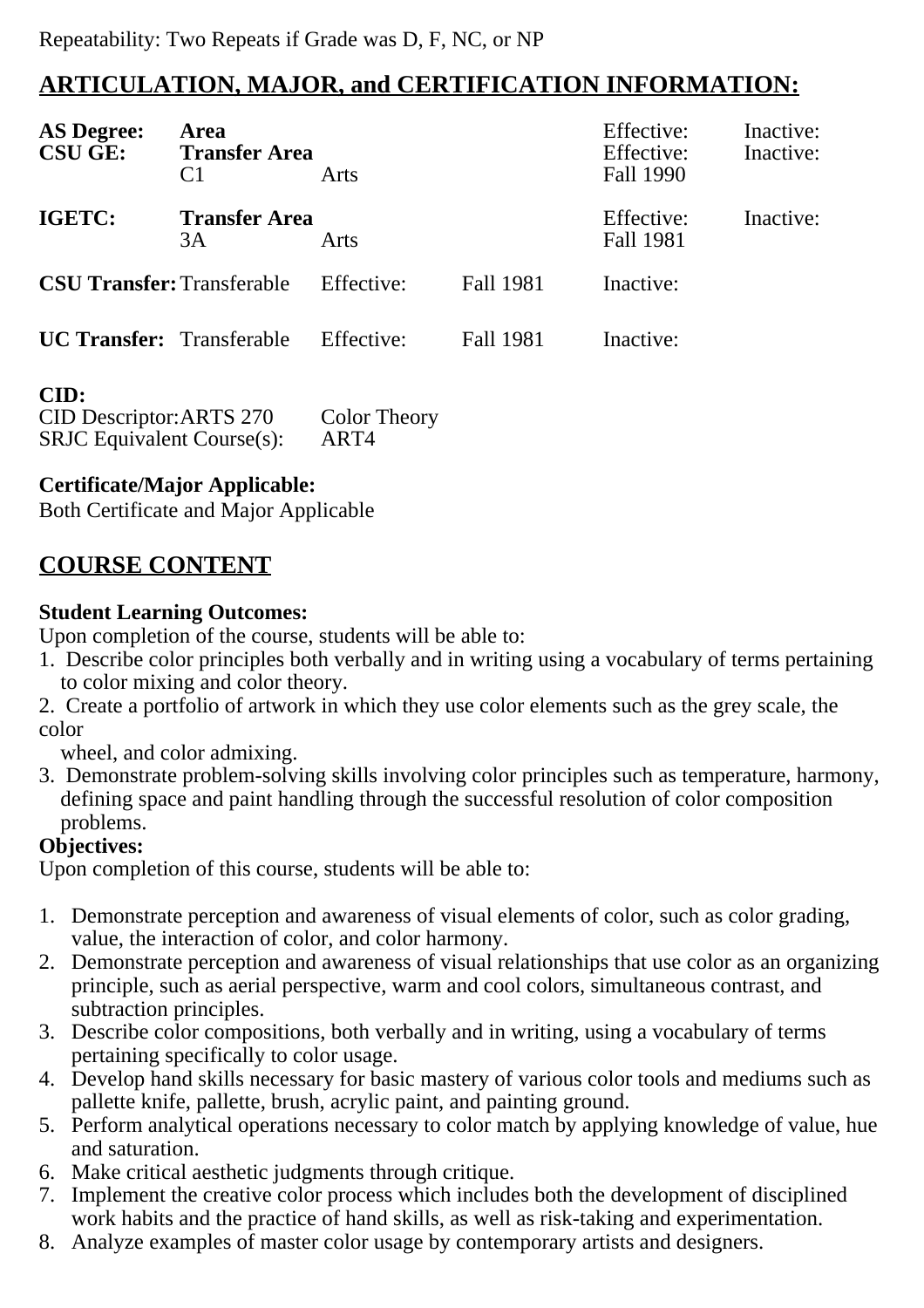Repeatability: Two Repeats if Grade was D, F, NC, or NP

## ARTICULATION, MAJOR, and CERTIFICATION INFORMATION:

| | | | | | |
|---|---|---|---|---|---|
| **AS Degree:** | **Area** | | | Effective: | Inactive: |
| **CSU GE:** | **Transfer Area** | | | Effective: | Inactive: |
| | C1 | Arts | | Fall 1990 | |
| **IGETC:** | **Transfer Area** | | | Effective: | Inactive: |
| | 3A | Arts | | Fall 1981 | |
| **CSU Transfer:** | Transferable | Effective: | Fall 1981 | Inactive: | |
| **UC Transfer:** | Transferable | Effective: | Fall 1981 | Inactive: | |

**CID:**
CID Descriptor: ARTS 270 Color Theory
SRJC Equivalent Course(s): ART4

**Certificate/Major Applicable:**
Both Certificate and Major Applicable

## COURSE CONTENT

**Student Learning Outcomes:**
Upon completion of the course, students will be able to:
1. Describe color principles both verbally and in writing using a vocabulary of terms pertaining to color mixing and color theory.
2. Create a portfolio of artwork in which they use color elements such as the grey scale, the color wheel, and color admixing.
3. Demonstrate problem-solving skills involving color principles such as temperature, harmony, defining space and paint handling through the successful resolution of color composition problems.

**Objectives:**
Upon completion of this course, students will be able to:

1. Demonstrate perception and awareness of visual elements of color, such as color grading, value, the interaction of color, and color harmony.
2. Demonstrate perception and awareness of visual relationships that use color as an organizing principle, such as aerial perspective, warm and cool colors, simultaneous contrast, and subtraction principles.
3. Describe color compositions, both verbally and in writing, using a vocabulary of terms pertaining specifically to color usage.
4. Develop hand skills necessary for basic mastery of various color tools and mediums such as pallette knife, pallette, brush, acrylic paint, and painting ground.
5. Perform analytical operations necessary to color match by applying knowledge of value, hue and saturation.
6. Make critical aesthetic judgments through critique.
7. Implement the creative color process which includes both the development of disciplined work habits and the practice of hand skills, as well as risk-taking and experimentation.
8. Analyze examples of master color usage by contemporary artists and designers.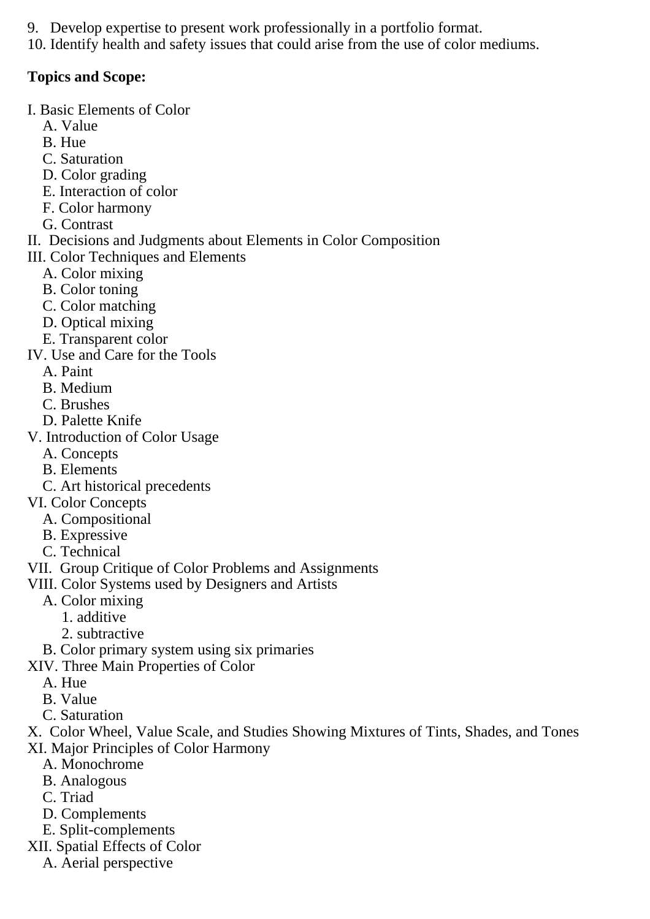9. Develop expertise to present work professionally in a portfolio format.
10. Identify health and safety issues that could arise from the use of color mediums.

**Topics and Scope:**

I. Basic Elements of Color
   A. Value
   B. Hue
   C. Saturation
   D. Color grading
   E. Interaction of color
   F. Color harmony
   G. Contrast
II. Decisions and Judgments about Elements in Color Composition
III. Color Techniques and Elements
   A. Color mixing
   B. Color toning
   C. Color matching
   D. Optical mixing
   E. Transparent color
IV. Use and Care for the Tools
   A. Paint
   B. Medium
   C. Brushes
   D. Palette Knife
V. Introduction of Color Usage
   A. Concepts
   B. Elements
   C. Art historical precedents
VI. Color Concepts
   A. Compositional
   B. Expressive
   C. Technical
VII. Group Critique of Color Problems and Assignments
VIII. Color Systems used by Designers and Artists
   A. Color mixing
      1. additive
      2. subtractive
   B. Color primary system using six primaries
XIV. Three Main Properties of Color
   A. Hue
   B. Value
   C. Saturation
X. Color Wheel, Value Scale, and Studies Showing Mixtures of Tints, Shades, and Tones
XI. Major Principles of Color Harmony
   A. Monochrome
   B. Analogous
   C. Triad
   D. Complements
   E. Split-complements
XII. Spatial Effects of Color
   A. Aerial perspective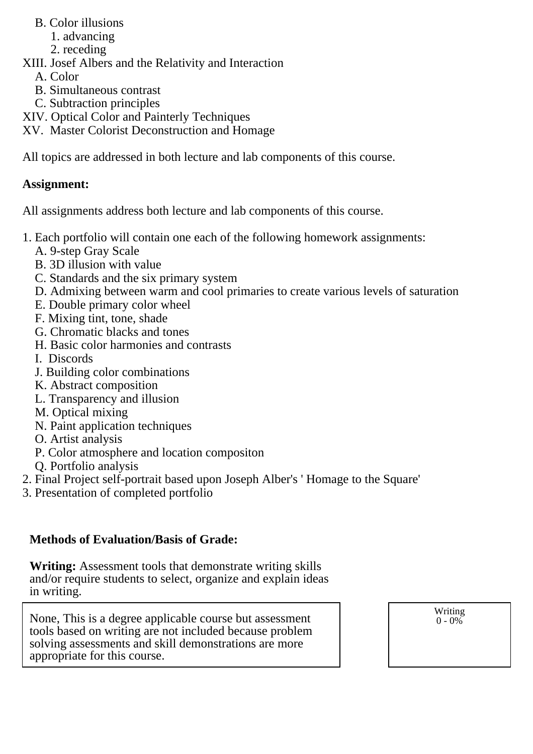B. Color illusions
      1. advancing
      2. receding

XIII. Josef Albers and the Relativity and Interaction
   A. Color
   B. Simultaneous contrast
   C. Subtraction principles

XIV. Optical Color and Painterly Techniques

XV. Master Colorist Deconstruction and Homage

All topics are addressed in both lecture and lab components of this course.

**Assignment:**

All assignments address both lecture and lab components of this course.

1. Each portfolio will contain one each of the following homework assignments:
   A. 9-step Gray Scale
   B. 3D illusion with value
   C. Standards and the six primary system
   D. Admixing between warm and cool primaries to create various levels of saturation
   E. Double primary color wheel
   F. Mixing tint, tone, shade
   G. Chromatic blacks and tones
   H. Basic color harmonies and contrasts
   I. Discords
   J. Building color combinations
   K. Abstract composition
   L. Transparency and illusion
   M. Optical mixing
   N. Paint application techniques
   O. Artist analysis
   P. Color atmosphere and location compositon
   Q. Portfolio analysis
2. Final Project self-portrait based upon Joseph Alber's ' Homage to the Square'
3. Presentation of completed portfolio

**Methods of Evaluation/Basis of Grade:**

**Writing:** Assessment tools that demonstrate writing skills and/or require students to select, organize and explain ideas in writing.

| | |
|---|---|
| None, This is a degree applicable course but assessment tools based on writing are not included because problem solving assessments and skill demonstrations are more appropriate for this course. | Writing<br>0 - 0% |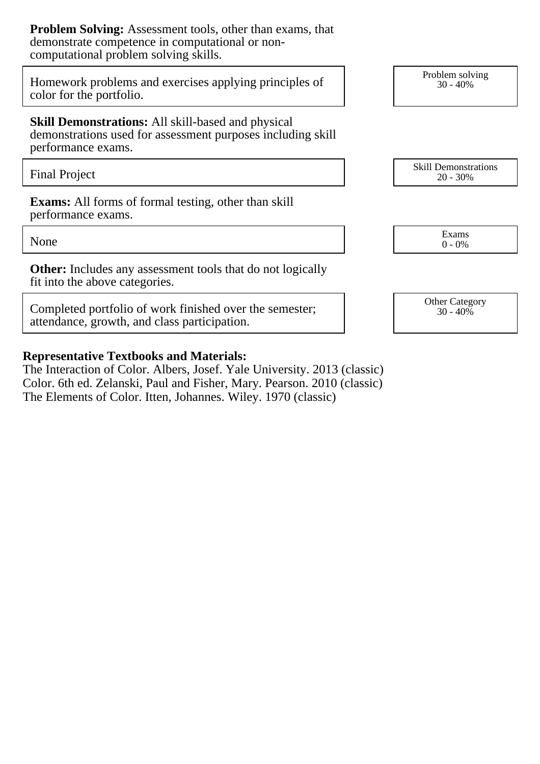**Problem Solving:** Assessment tools, other than exams, that demonstrate competence in computational or non-computational problem solving skills.

| | |
|---|---|
| Homework problems and exercises applying principles of color for the portfolio. | Problem solving 30 - 40% |

**Skill Demonstrations:** All skill-based and physical demonstrations used for assessment purposes including skill performance exams.

| | |
|---|---|
| Final Project | Skill Demonstrations 20 - 30% |

**Exams:** All forms of formal testing, other than skill performance exams.

| | |
|---|---|
| None | Exams 0 - 0% |

**Other:** Includes any assessment tools that do not logically fit into the above categories.

| | |
|---|---|
| Completed portfolio of work finished over the semester; attendance, growth, and class participation. | Other Category 30 - 40% |

**Representative Textbooks and Materials:**

The Interaction of Color. Albers, Josef. Yale University. 2013 (classic)
Color. 6th ed. Zelanski, Paul and Fisher, Mary. Pearson. 2010 (classic)
The Elements of Color. Itten, Johannes. Wiley. 1970 (classic)